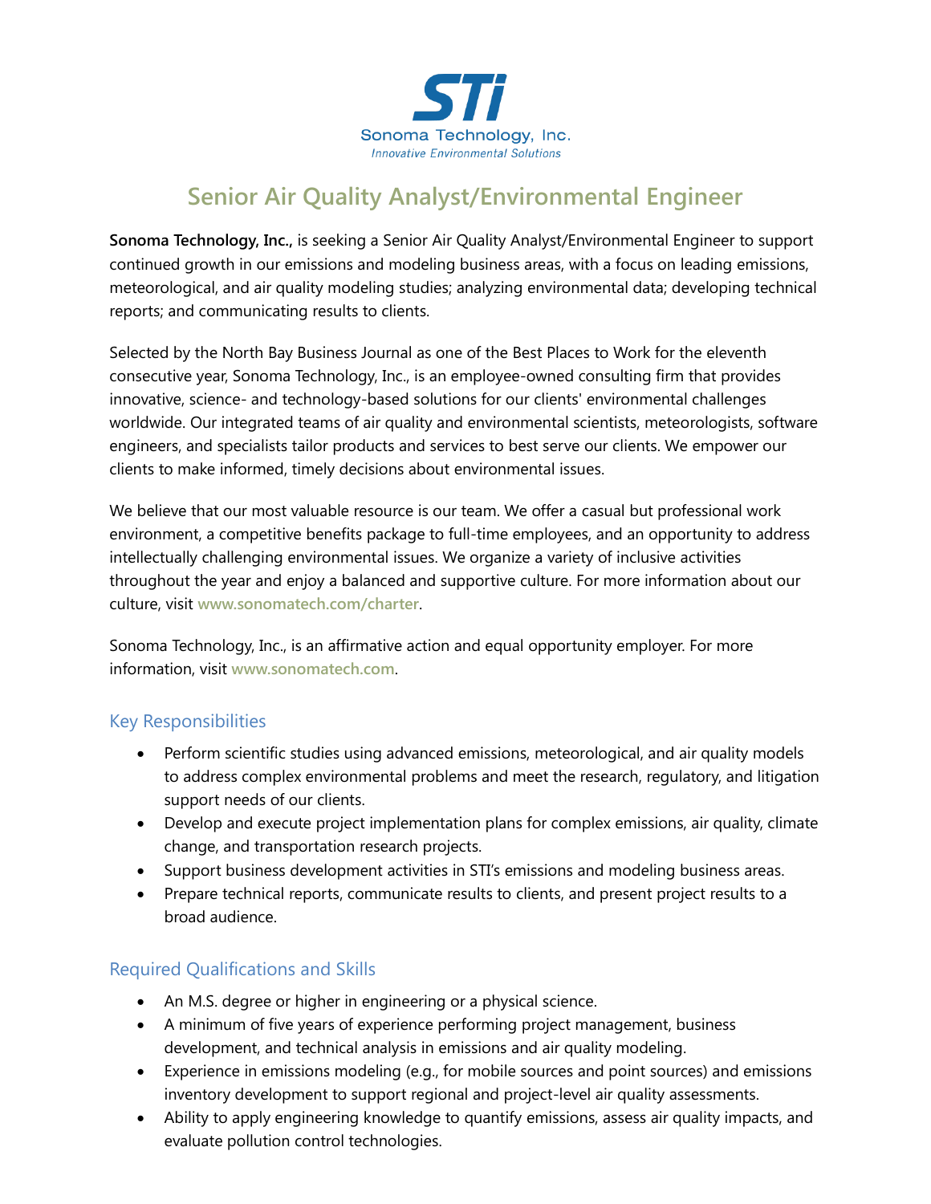STi
Sonoma Technology, Inc.
*Innovative Environmental Solutions*

# Senior Air Quality Analyst/Environmental Engineer

**Sonoma Technology, Inc.,** is seeking a Senior Air Quality Analyst/Environmental Engineer to support continued growth in our emissions and modeling business areas, with a focus on leading emissions, meteorological, and air quality modeling studies; analyzing environmental data; developing technical reports; and communicating results to clients.

Selected by the North Bay Business Journal as one of the Best Places to Work for the eleventh consecutive year, Sonoma Technology, Inc., is an employee-owned consulting firm that provides innovative, science- and technology-based solutions for our clients' environmental challenges worldwide. Our integrated teams of air quality and environmental scientists, meteorologists, software engineers, and specialists tailor products and services to best serve our clients. We empower our clients to make informed, timely decisions about environmental issues.

We believe that our most valuable resource is our team. We offer a casual but professional work environment, a competitive benefits package to full-time employees, and an opportunity to address intellectually challenging environmental issues. We organize a variety of inclusive activities throughout the year and enjoy a balanced and supportive culture. For more information about our culture, visit www.sonomatech.com/charter.

Sonoma Technology, Inc., is an affirmative action and equal opportunity employer. For more information, visit www.sonomatech.com.

## Key Responsibilities

- Perform scientific studies using advanced emissions, meteorological, and air quality models to address complex environmental problems and meet the research, regulatory, and litigation support needs of our clients.
- Develop and execute project implementation plans for complex emissions, air quality, climate change, and transportation research projects.
- Support business development activities in STI's emissions and modeling business areas.
- Prepare technical reports, communicate results to clients, and present project results to a broad audience.

## Required Qualifications and Skills

- An M.S. degree or higher in engineering or a physical science.
- A minimum of five years of experience performing project management, business development, and technical analysis in emissions and air quality modeling.
- Experience in emissions modeling (e.g., for mobile sources and point sources) and emissions inventory development to support regional and project-level air quality assessments.
- Ability to apply engineering knowledge to quantify emissions, assess air quality impacts, and evaluate pollution control technologies.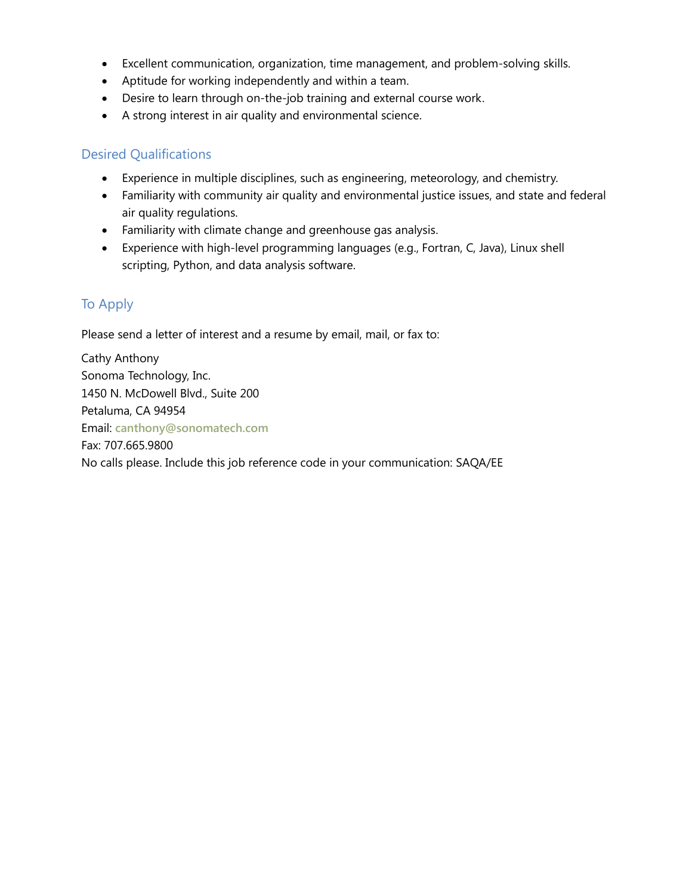- Excellent communication, organization, time management, and problem-solving skills.
- Aptitude for working independently and within a team.
- Desire to learn through on-the-job training and external course work.
- A strong interest in air quality and environmental science.

## Desired Qualifications

- Experience in multiple disciplines, such as engineering, meteorology, and chemistry.
- Familiarity with community air quality and environmental justice issues, and state and federal air quality regulations.
- Familiarity with climate change and greenhouse gas analysis.
- Experience with high-level programming languages (e.g., Fortran, C, Java), Linux shell scripting, Python, and data analysis software.

## To Apply

Please send a letter of interest and a resume by email, mail, or fax to:

Cathy Anthony
Sonoma Technology, Inc.
1450 N. McDowell Blvd., Suite 200
Petaluma, CA 94954
Email: **canthony@sonomatech.com**
Fax: 707.665.9800
No calls please. Include this job reference code in your communication: SAQA/EE